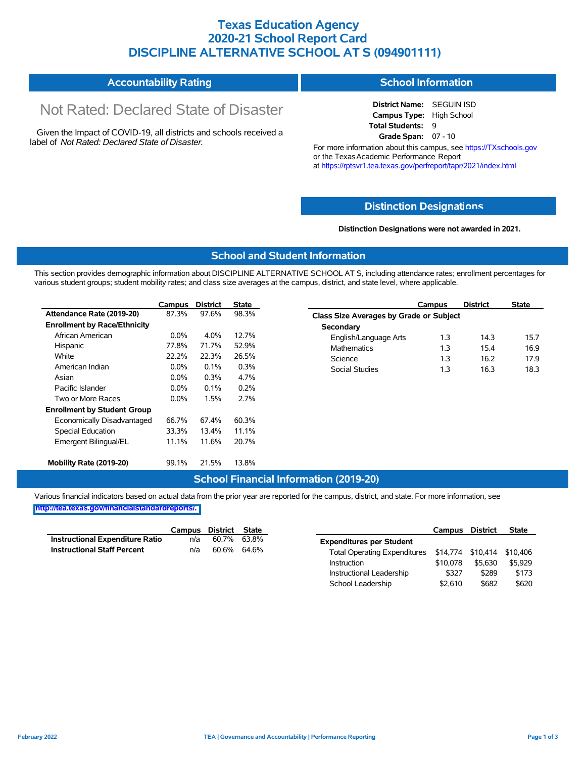# Texas Education Agency
# 2020-21 School Report Card
# DISCIPLINE ALTERNATIVE SCHOOL AT S (094901111)

## Accountability Rating

Not Rated: Declared State of Disaster

Given the Impact of COVID-19, all districts and schools received a label of *Not Rated: Declared State of Disaster*.

## School Information

**District Name:** SEGUIN ISD
**Campus Type:** High School
**Total Students:** 9
**Grade Span:** 07 - 10

For more information about this campus, see https://TXschools.gov or the Texas Academic Performance Report at https://rptsvr1.tea.texas.gov/perfreport/tapr/2021/index.html

## Distinction Designations

**Distinction Designations were not awarded in 2021.**

## School and Student Information

This section provides demographic information about DISCIPLINE ALTERNATIVE SCHOOL AT S, including attendance rates; enrollment percentages for various student groups; student mobility rates; and class size averages at the campus, district, and state level, where applicable.

| | Campus | District | State |
|---|---|---|---|
| **Attendance Rate (2019-20)** | 87.3% | 97.6% | 98.3% |
| **Enrollment by Race/Ethnicity** | | | |
| African American | 0.0% | 4.0% | 12.7% |
| Hispanic | 77.8% | 71.7% | 52.9% |
| White | 22.2% | 22.3% | 26.5% |
| American Indian | 0.0% | 0.1% | 0.3% |
| Asian | 0.0% | 0.3% | 4.7% |
| Pacific Islander | 0.0% | 0.1% | 0.2% |
| Two or More Races | 0.0% | 1.5% | 2.7% |
| **Enrollment by Student Group** | | | |
| Economically Disadvantaged | 66.7% | 67.4% | 60.3% |
| Special Education | 33.3% | 13.4% | 11.1% |
| Emergent Bilingual/EL | 11.1% | 11.6% | 20.7% |
| **Mobility Rate (2019-20)** | 99.1% | 21.5% | 13.8% |

| | Campus | District | State |
|---|---|---|---|
| **Class Size Averages by Grade or Subject** | | | |
| **Secondary** | | | |
| English/Language Arts | 1.3 | 14.3 | 15.7 |
| Mathematics | 1.3 | 15.4 | 16.9 |
| Science | 1.3 | 16.2 | 17.9 |
| Social Studies | 1.3 | 16.3 | 18.3 |

## School Financial Information (2019-20)

Various financial indicators based on actual data from the prior year are reported for the campus, district, and state. For more information, see http://tea.texas.gov/financialstandardreports/.

| | Campus | District | State |
|---|---|---|---|
| **Instructional Expenditure Ratio** | n/a | 60.7% | 63.8% |
| **Instructional Staff Percent** | n/a | 60.6% | 64.6% |

| | Campus | District | State |
|---|---|---|---|
| **Expenditures per Student** | | | |
| Total Operating Expenditures | $14,774 | $10,414 | $10,406 |
| Instruction | $10,078 | $5,630 | $5,929 |
| Instructional Leadership | $327 | $289 | $173 |
| School Leadership | $2,610 | $682 | $620 |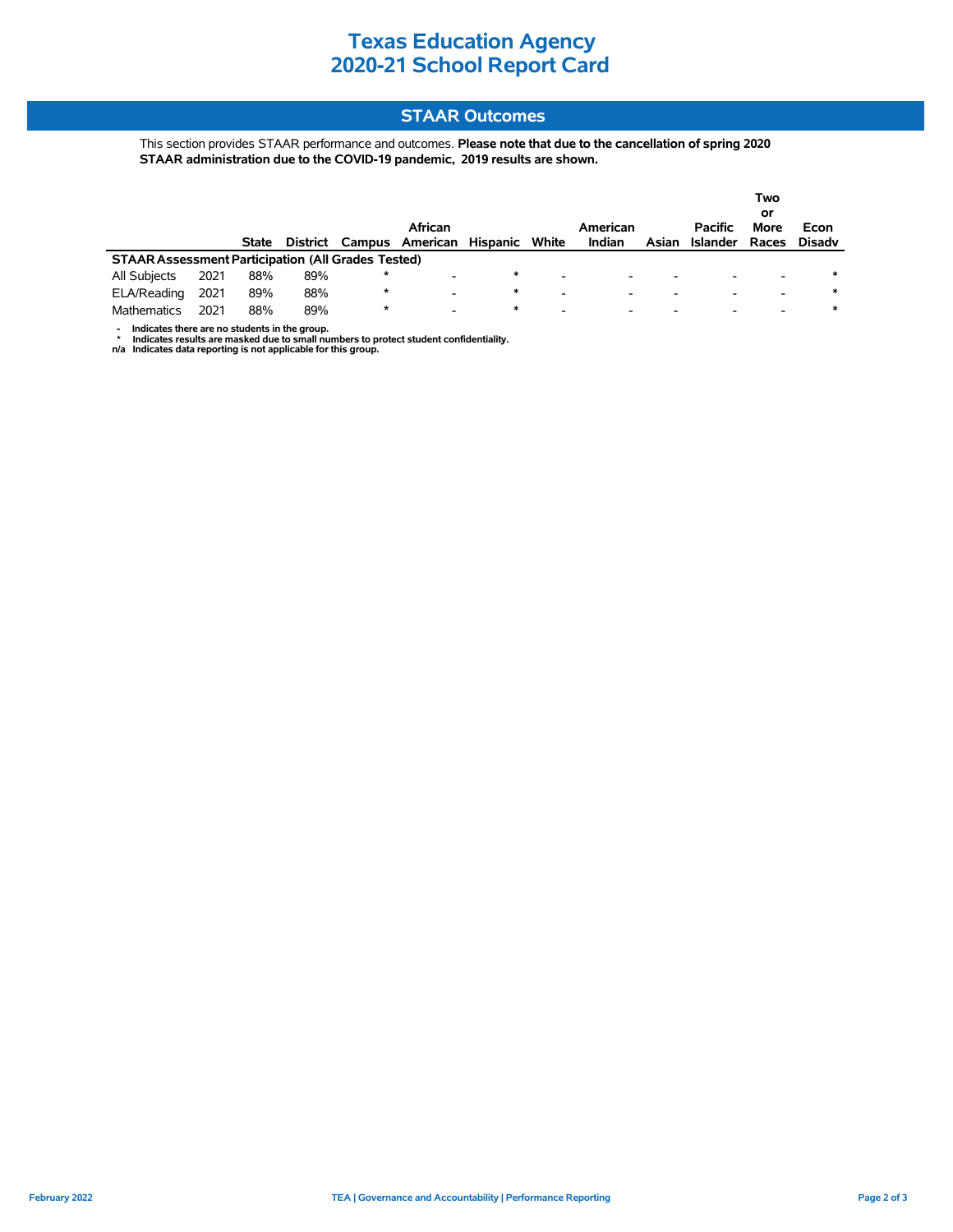# Texas Education Agency
# 2020-21 School Report Card

## STAAR Outcomes

This section provides STAAR performance and outcomes. **Please note that due to the cancellation of spring 2020 STAAR administration due to the COVID-19 pandemic, 2019 results are shown.**

| | | State | District | Campus | African American | Hispanic | White | American Indian | Asian | Pacific Islander | Two or More Races | Econ Disadv |
|---|---|---|---|---|---|---|---|---|---|---|---|---|
| **STAAR Assessment Participation (All Grades Tested)** | | | | | | | | | | | | |
| All Subjects | 2021 | 88% | 89% | * | - | * | - | - | - | - | - | * |
| ELA/Reading | 2021 | 89% | 88% | * | - | * | - | - | - | - | - | * |
| Mathematics | 2021 | 88% | 89% | * | - | * | - | - | - | - | - | * |

**-  Indicates there are no students in the group.**
**\*  Indicates results are masked due to small numbers to protect student confidentiality.**
**n/a  Indicates data reporting is not applicable for this group.**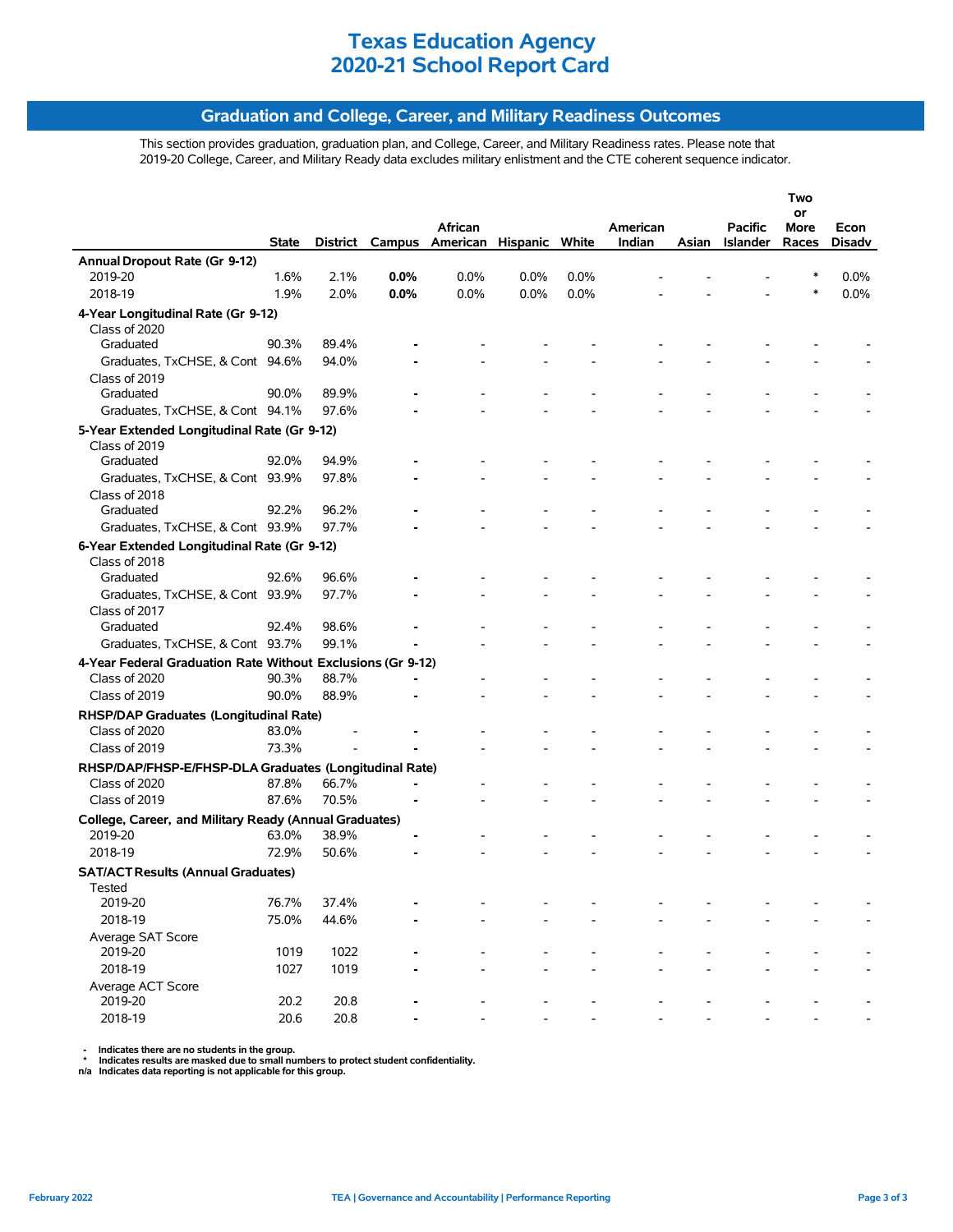# Texas Education Agency
# 2020-21 School Report Card

## Graduation and College, Career, and Military Readiness Outcomes

This section provides graduation, graduation plan, and College, Career, and Military Readiness rates. Please note that 2019-20 College, Career, and Military Ready data excludes military enlistment and the CTE coherent sequence indicator.

| | State | District | Campus | African American | Hispanic | White | American Indian | Asian | Pacific Islander | Two or More Races | Econ Disadv |
|---|---|---|---|---|---|---|---|---|---|---|---|
| **Annual Dropout Rate (Gr 9-12)** | | | | | | | | | | | |
| 2019-20 | 1.6% | 2.1% | **0.0%** | 0.0% | 0.0% | 0.0% | - | - | - | * | 0.0% |
| 2018-19 | 1.9% | 2.0% | **0.0%** | 0.0% | 0.0% | 0.0% | - | - | - | * | 0.0% |
| **4-Year Longitudinal Rate (Gr 9-12)** | | | | | | | | | | | |
| Class of 2020 | | | | | | | | | | | |
| Graduated | 90.3% | 89.4% | **-** | - | - | - | - | - | - | - | - |
| Graduates, TxCHSE, & Cont | 94.6% | 94.0% | **-** | - | - | - | - | - | - | - | - |
| Class of 2019 | | | | | | | | | | | |
| Graduated | 90.0% | 89.9% | **-** | - | - | - | - | - | - | - | - |
| Graduates, TxCHSE, & Cont | 94.1% | 97.6% | **-** | - | - | - | - | - | - | - | - |
| **5-Year Extended Longitudinal Rate (Gr 9-12)** | | | | | | | | | | | |
| Class of 2019 | | | | | | | | | | | |
| Graduated | 92.0% | 94.9% | **-** | - | - | - | - | - | - | - | - |
| Graduates, TxCHSE, & Cont | 93.9% | 97.8% | **-** | - | - | - | - | - | - | - | - |
| Class of 2018 | | | | | | | | | | | |
| Graduated | 92.2% | 96.2% | **-** | - | - | - | - | - | - | - | - |
| Graduates, TxCHSE, & Cont | 93.9% | 97.7% | **-** | - | - | - | - | - | - | - | - |
| **6-Year Extended Longitudinal Rate (Gr 9-12)** | | | | | | | | | | | |
| Class of 2018 | | | | | | | | | | | |
| Graduated | 92.6% | 96.6% | **-** | - | - | - | - | - | - | - | - |
| Graduates, TxCHSE, & Cont | 93.9% | 97.7% | **-** | - | - | - | - | - | - | - | - |
| Class of 2017 | | | | | | | | | | | |
| Graduated | 92.4% | 98.6% | **-** | - | - | - | - | - | - | - | - |
| Graduates, TxCHSE, & Cont | 93.7% | 99.1% | **-** | - | - | - | - | - | - | - | - |
| **4-Year Federal Graduation Rate Without Exclusions (Gr 9-12)** | | | | | | | | | | | |
| Class of 2020 | 90.3% | 88.7% | **-** | - | - | - | - | - | - | - | - |
| Class of 2019 | 90.0% | 88.9% | **-** | - | - | - | - | - | - | - | - |
| **RHSP/DAP Graduates (Longitudinal Rate)** | | | | | | | | | | | |
| Class of 2020 | 83.0% | - | **-** | - | - | - | - | - | - | - | - |
| Class of 2019 | 73.3% | - | **-** | - | - | - | - | - | - | - | - |
| **RHSP/DAP/FHSP-E/FHSP-DLA Graduates (Longitudinal Rate)** | | | | | | | | | | | |
| Class of 2020 | 87.8% | 66.7% | **-** | - | - | - | - | - | - | - | - |
| Class of 2019 | 87.6% | 70.5% | **-** | - | - | - | - | - | - | - | - |
| **College, Career, and Military Ready (Annual Graduates)** | | | | | | | | | | | |
| 2019-20 | 63.0% | 38.9% | **-** | - | - | - | - | - | - | - | - |
| 2018-19 | 72.9% | 50.6% | **-** | - | - | - | - | - | - | - | - |
| **SAT/ACT Results (Annual Graduates)** | | | | | | | | | | | |
| Tested | | | | | | | | | | | |
| 2019-20 | 76.7% | 37.4% | **-** | - | - | - | - | - | - | - | - |
| 2018-19 | 75.0% | 44.6% | **-** | - | - | - | - | - | - | - | - |
| Average SAT Score | | | | | | | | | | | |
| 2019-20 | 1019 | 1022 | **-** | - | - | - | - | - | - | - | - |
| 2018-19 | 1027 | 1019 | **-** | - | - | - | - | - | - | - | - |
| Average ACT Score | | | | | | | | | | | |
| 2019-20 | 20.2 | 20.8 | **-** | - | - | - | - | - | - | - | - |
| 2018-19 | 20.6 | 20.8 | **-** | - | - | - | - | - | - | - | - |

**-** Indicates there are no students in the group.
**\*** Indicates results are masked due to small numbers to protect student confidentiality.
**n/a** Indicates data reporting is not applicable for this group.